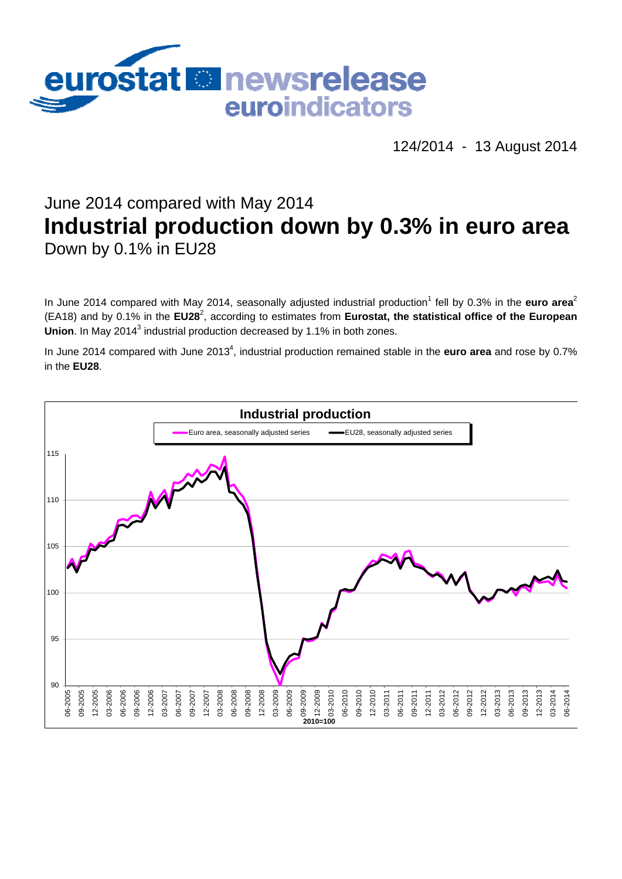eurostat newsrelease euroindicators

124/2014 - 13 August 2014

# June 2014 compared with May 2014
# Industrial production down by 0.3% in euro area
## Down by 0.1% in EU28

In June 2014 compared with May 2014, seasonally adjusted industrial production[1] fell by 0.3% in the **euro area**[2] (EA18) and by 0.1% in the **EU28**[2], according to estimates from **Eurostat, the statistical office of the European Union**. In May 2014[3] industrial production decreased by 1.1% in both zones.

In June 2014 compared with June 2013[4], industrial production remained stable in the **euro area** and rose by 0.7% in the **EU28**.

**Industrial production**

Euro area, seasonally adjusted series — EU28, seasonally adjusted series

2010=100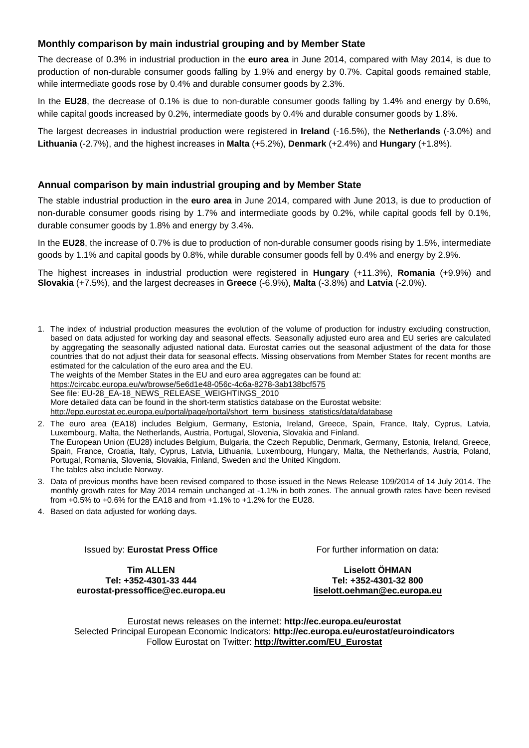## Monthly comparison by main industrial grouping and by Member State

The decrease of 0.3% in industrial production in the **euro area** in June 2014, compared with May 2014, is due to production of non-durable consumer goods falling by 1.9% and energy by 0.7%. Capital goods remained stable, while intermediate goods rose by 0.4% and durable consumer goods by 2.3%.

In the **EU28**, the decrease of 0.1% is due to non-durable consumer goods falling by 1.4% and energy by 0.6%, while capital goods increased by 0.2%, intermediate goods by 0.4% and durable consumer goods by 1.8%.

The largest decreases in industrial production were registered in **Ireland** (-16.5%), the **Netherlands** (-3.0%) and **Lithuania** (-2.7%), and the highest increases in **Malta** (+5.2%), **Denmark** (+2.4%) and **Hungary** (+1.8%).

## Annual comparison by main industrial grouping and by Member State

The stable industrial production in the **euro area** in June 2014, compared with June 2013, is due to production of non-durable consumer goods rising by 1.7% and intermediate goods by 0.2%, while capital goods fell by 0.1%, durable consumer goods by 1.8% and energy by 3.4%.

In the **EU28**, the increase of 0.7% is due to production of non-durable consumer goods rising by 1.5%, intermediate goods by 1.1% and capital goods by 0.8%, while durable consumer goods fell by 0.4% and energy by 2.9%.

The highest increases in industrial production were registered in **Hungary** (+11.3%), **Romania** (+9.9%) and **Slovakia** (+7.5%), and the largest decreases in **Greece** (-6.9%), **Malta** (-3.8%) and **Latvia** (-2.0%).

1. The index of industrial production measures the evolution of the volume of production for industry excluding construction, based on data adjusted for working day and seasonal effects. Seasonally adjusted euro area and EU series are calculated by aggregating the seasonally adjusted national data. Eurostat carries out the seasonal adjustment of the data for those countries that do not adjust their data for seasonal effects. Missing observations from Member States for recent months are estimated for the calculation of the euro area and the EU.
   The weights of the Member States in the EU and euro area aggregates can be found at:
   https://circabc.europa.eu/w/browse/5e6d1e48-056c-4c6a-8278-3ab138bcf575
   See file: EU-28_EA-18_NEWS_RELEASE_WEIGHTINGS_2010
   More detailed data can be found in the short-term statistics database on the Eurostat website:
   http://epp.eurostat.ec.europa.eu/portal/page/portal/short_term_business_statistics/data/database
2. The euro area (EA18) includes Belgium, Germany, Estonia, Ireland, Greece, Spain, France, Italy, Cyprus, Latvia, Luxembourg, Malta, the Netherlands, Austria, Portugal, Slovenia, Slovakia and Finland.
   The European Union (EU28) includes Belgium, Bulgaria, the Czech Republic, Denmark, Germany, Estonia, Ireland, Greece, Spain, France, Croatia, Italy, Cyprus, Latvia, Lithuania, Luxembourg, Hungary, Malta, the Netherlands, Austria, Poland, Portugal, Romania, Slovenia, Slovakia, Finland, Sweden and the United Kingdom.
   The tables also include Norway.
3. Data of previous months have been revised compared to those issued in the News Release 109/2014 of 14 July 2014. The monthly growth rates for May 2014 remain unchanged at -1.1% in both zones. The annual growth rates have been revised from +0.5% to +0.6% for the EA18 and from +1.1% to +1.2% for the EU28.
4. Based on data adjusted for working days.

Issued by: **Eurostat Press Office**

**Tim ALLEN**
**Tel: +352-4301-33 444**
**eurostat-pressoffice@ec.europa.eu**

For further information on data:

**Liselott ÖHMAN**
**Tel: +352-4301-32 800**
**liselott.oehman@ec.europa.eu**

Eurostat news releases on the internet: **http://ec.europa.eu/eurostat**
Selected Principal European Economic Indicators: **http://ec.europa.eu/eurostat/euroindicators**
Follow Eurostat on Twitter: **http://twitter.com/EU_Eurostat**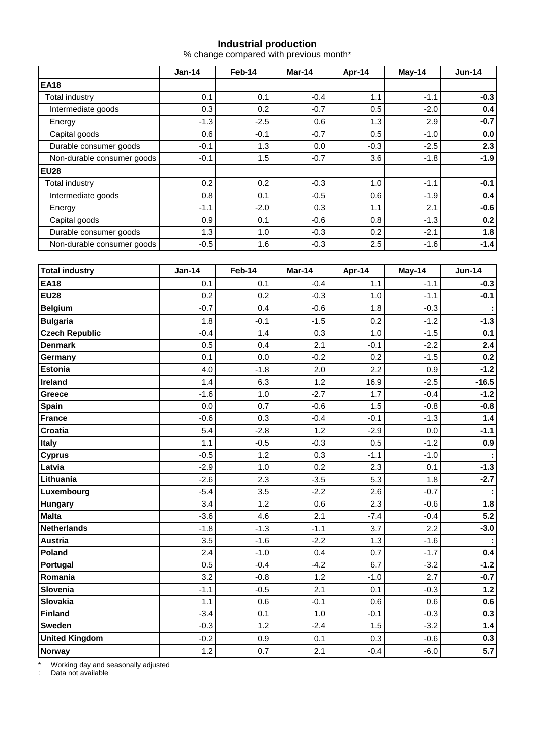## Industrial production

% change compared with previous month*

| | Jan-14 | Feb-14 | Mar-14 | Apr-14 | May-14 | Jun-14 |
|---|---|---|---|---|---|---|
| **EA18** | | | | | | |
| Total industry | 0.1 | 0.1 | -0.4 | 1.1 | -1.1 | **-0.3** |
| Intermediate goods | 0.3 | 0.2 | -0.7 | 0.5 | -2.0 | **0.4** |
| Energy | -1.3 | -2.5 | 0.6 | 1.3 | 2.9 | **-0.7** |
| Capital goods | 0.6 | -0.1 | -0.7 | 0.5 | -1.0 | **0.0** |
| Durable consumer goods | -0.1 | 1.3 | 0.0 | -0.3 | -2.5 | **2.3** |
| Non-durable consumer goods | -0.1 | 1.5 | -0.7 | 3.6 | -1.8 | **-1.9** |
| **EU28** | | | | | | |
| Total industry | 0.2 | 0.2 | -0.3 | 1.0 | -1.1 | **-0.1** |
| Intermediate goods | 0.8 | 0.1 | -0.5 | 0.6 | -1.9 | **0.4** |
| Energy | -1.1 | -2.0 | 0.3 | 1.1 | 2.1 | **-0.6** |
| Capital goods | 0.9 | 0.1 | -0.6 | 0.8 | -1.3 | **0.2** |
| Durable consumer goods | 1.3 | 1.0 | -0.3 | 0.2 | -2.1 | **1.8** |
| Non-durable consumer goods | -0.5 | 1.6 | -0.3 | 2.5 | -1.6 | **-1.4** |

| **Total industry** | **Jan-14** | **Feb-14** | **Mar-14** | **Apr-14** | **May-14** | **Jun-14** |
|---|---|---|---|---|---|---|
| **EA18** | 0.1 | 0.1 | -0.4 | 1.1 | -1.1 | **-0.3** |
| **EU28** | 0.2 | 0.2 | -0.3 | 1.0 | -1.1 | **-0.1** |
| **Belgium** | -0.7 | 0.4 | -0.6 | 1.8 | -0.3 | **:** |
| **Bulgaria** | 1.8 | -0.1 | -1.5 | 0.2 | -1.2 | **-1.3** |
| **Czech Republic** | -0.4 | 1.4 | 0.3 | 1.0 | -1.5 | **0.1** |
| **Denmark** | 0.5 | 0.4 | 2.1 | -0.1 | -2.2 | **2.4** |
| **Germany** | 0.1 | 0.0 | -0.2 | 0.2 | -1.5 | **0.2** |
| **Estonia** | 4.0 | -1.8 | 2.0 | 2.2 | 0.9 | **-1.2** |
| **Ireland** | 1.4 | 6.3 | 1.2 | 16.9 | -2.5 | **-16.5** |
| **Greece** | -1.6 | 1.0 | -2.7 | 1.7 | -0.4 | **-1.2** |
| **Spain** | 0.0 | 0.7 | -0.6 | 1.5 | -0.8 | **-0.8** |
| **France** | -0.6 | 0.3 | -0.4 | -0.1 | -1.3 | **1.4** |
| **Croatia** | 5.4 | -2.8 | 1.2 | -2.9 | 0.0 | **-1.1** |
| **Italy** | 1.1 | -0.5 | -0.3 | 0.5 | -1.2 | **0.9** |
| **Cyprus** | -0.5 | 1.2 | 0.3 | -1.1 | -1.0 | **:** |
| **Latvia** | -2.9 | 1.0 | 0.2 | 2.3 | 0.1 | **-1.3** |
| **Lithuania** | -2.6 | 2.3 | -3.5 | 5.3 | 1.8 | **-2.7** |
| **Luxembourg** | -5.4 | 3.5 | -2.2 | 2.6 | -0.7 | **:** |
| **Hungary** | 3.4 | 1.2 | 0.6 | 2.3 | -0.6 | **1.8** |
| **Malta** | -3.6 | 4.6 | 2.1 | -7.4 | -0.4 | **5.2** |
| **Netherlands** | -1.8 | -1.3 | -1.1 | 3.7 | 2.2 | **-3.0** |
| **Austria** | 3.5 | -1.6 | -2.2 | 1.3 | -1.6 | **:** |
| **Poland** | 2.4 | -1.0 | 0.4 | 0.7 | -1.7 | **0.4** |
| **Portugal** | 0.5 | -0.4 | -4.2 | 6.7 | -3.2 | **-1.2** |
| **Romania** | 3.2 | -0.8 | 1.2 | -1.0 | 2.7 | **-0.7** |
| **Slovenia** | -1.1 | -0.5 | 2.1 | 0.1 | -0.3 | **1.2** |
| **Slovakia** | 1.1 | 0.6 | -0.1 | 0.6 | 0.6 | **0.6** |
| **Finland** | -3.4 | 0.1 | 1.0 | -0.1 | -0.3 | **0.3** |
| **Sweden** | -0.3 | 1.2 | -2.4 | 1.5 | -3.2 | **1.4** |
| **United Kingdom** | -0.2 | 0.9 | 0.1 | 0.3 | -0.6 | **0.3** |
| **Norway** | 1.2 | 0.7 | 2.1 | -0.4 | -6.0 | **5.7** |

\* Working day and seasonally adjusted

: Data not available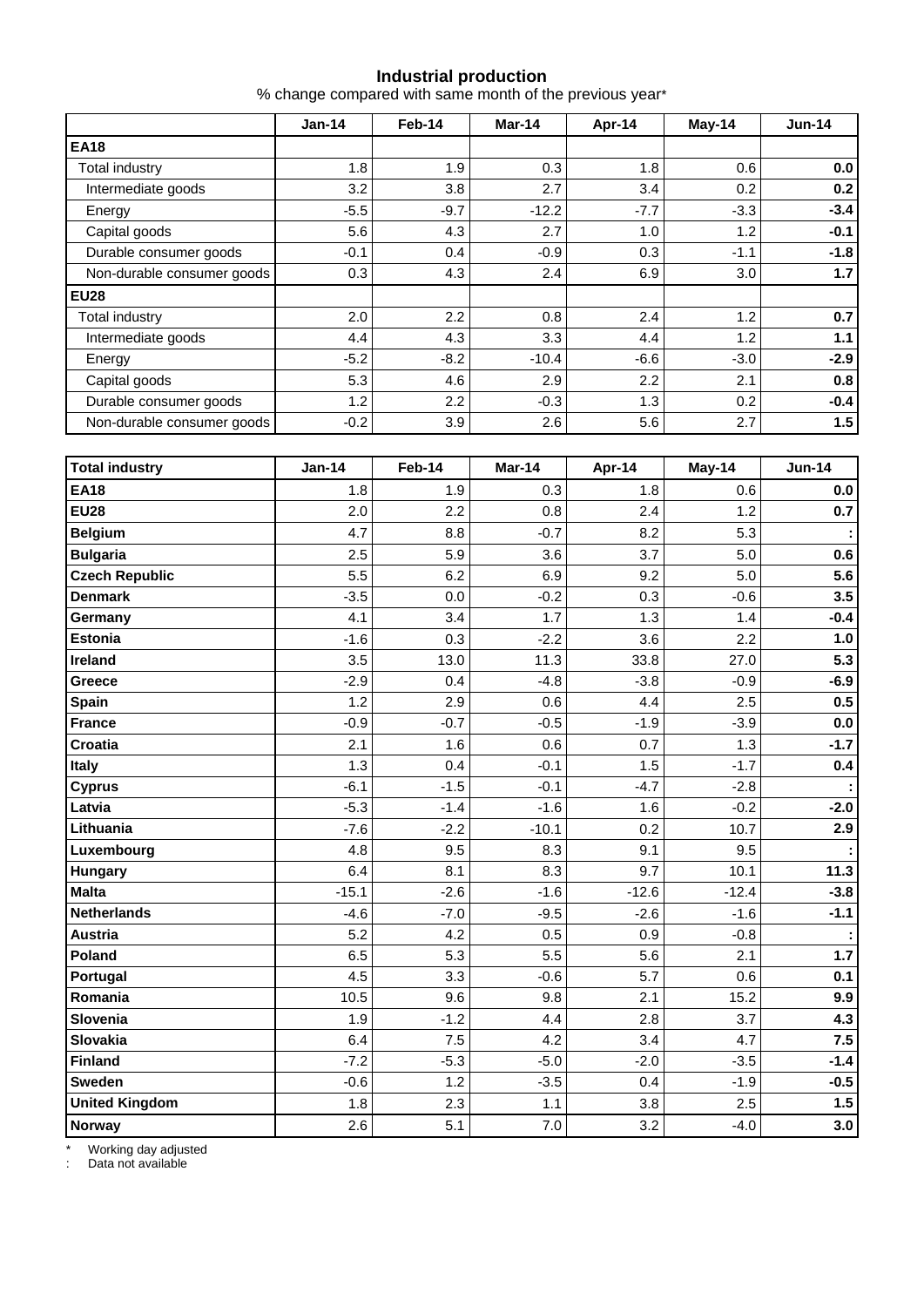## Industrial production

% change compared with same month of the previous year*

| | Jan-14 | Feb-14 | Mar-14 | Apr-14 | May-14 | Jun-14 |
|---|---|---|---|---|---|---|
| **EA18** | | | | | | |
| Total industry | 1.8 | 1.9 | 0.3 | 1.8 | 0.6 | **0.0** |
| Intermediate goods | 3.2 | 3.8 | 2.7 | 3.4 | 0.2 | **0.2** |
| Energy | -5.5 | -9.7 | -12.2 | -7.7 | -3.3 | **-3.4** |
| Capital goods | 5.6 | 4.3 | 2.7 | 1.0 | 1.2 | **-0.1** |
| Durable consumer goods | -0.1 | 0.4 | -0.9 | 0.3 | -1.1 | **-1.8** |
| Non-durable consumer goods | 0.3 | 4.3 | 2.4 | 6.9 | 3.0 | **1.7** |
| **EU28** | | | | | | |
| Total industry | 2.0 | 2.2 | 0.8 | 2.4 | 1.2 | **0.7** |
| Intermediate goods | 4.4 | 4.3 | 3.3 | 4.4 | 1.2 | **1.1** |
| Energy | -5.2 | -8.2 | -10.4 | -6.6 | -3.0 | **-2.9** |
| Capital goods | 5.3 | 4.6 | 2.9 | 2.2 | 2.1 | **0.8** |
| Durable consumer goods | 1.2 | 2.2 | -0.3 | 1.3 | 0.2 | **-0.4** |
| Non-durable consumer goods | -0.2 | 3.9 | 2.6 | 5.6 | 2.7 | **1.5** |

| **Total industry** | Jan-14 | Feb-14 | Mar-14 | Apr-14 | May-14 | Jun-14 |
|---|---|---|---|---|---|---|
| **EA18** | 1.8 | 1.9 | 0.3 | 1.8 | 0.6 | **0.0** |
| **EU28** | 2.0 | 2.2 | 0.8 | 2.4 | 1.2 | **0.7** |
| **Belgium** | 4.7 | 8.8 | -0.7 | 8.2 | 5.3 | **:** |
| **Bulgaria** | 2.5 | 5.9 | 3.6 | 3.7 | 5.0 | **0.6** |
| **Czech Republic** | 5.5 | 6.2 | 6.9 | 9.2 | 5.0 | **5.6** |
| **Denmark** | -3.5 | 0.0 | -0.2 | 0.3 | -0.6 | **3.5** |
| **Germany** | 4.1 | 3.4 | 1.7 | 1.3 | 1.4 | **-0.4** |
| **Estonia** | -1.6 | 0.3 | -2.2 | 3.6 | 2.2 | **1.0** |
| **Ireland** | 3.5 | 13.0 | 11.3 | 33.8 | 27.0 | **5.3** |
| **Greece** | -2.9 | 0.4 | -4.8 | -3.8 | -0.9 | **-6.9** |
| **Spain** | 1.2 | 2.9 | 0.6 | 4.4 | 2.5 | **0.5** |
| **France** | -0.9 | -0.7 | -0.5 | -1.9 | -3.9 | **0.0** |
| **Croatia** | 2.1 | 1.6 | 0.6 | 0.7 | 1.3 | **-1.7** |
| **Italy** | 1.3 | 0.4 | -0.1 | 1.5 | -1.7 | **0.4** |
| **Cyprus** | -6.1 | -1.5 | -0.1 | -4.7 | -2.8 | **:** |
| **Latvia** | -5.3 | -1.4 | -1.6 | 1.6 | -0.2 | **-2.0** |
| **Lithuania** | -7.6 | -2.2 | -10.1 | 0.2 | 10.7 | **2.9** |
| **Luxembourg** | 4.8 | 9.5 | 8.3 | 9.1 | 9.5 | **:** |
| **Hungary** | 6.4 | 8.1 | 8.3 | 9.7 | 10.1 | **11.3** |
| **Malta** | -15.1 | -2.6 | -1.6 | -12.6 | -12.4 | **-3.8** |
| **Netherlands** | -4.6 | -7.0 | -9.5 | -2.6 | -1.6 | **-1.1** |
| **Austria** | 5.2 | 4.2 | 0.5 | 0.9 | -0.8 | **:** |
| **Poland** | 6.5 | 5.3 | 5.5 | 5.6 | 2.1 | **1.7** |
| **Portugal** | 4.5 | 3.3 | -0.6 | 5.7 | 0.6 | **0.1** |
| **Romania** | 10.5 | 9.6 | 9.8 | 2.1 | 15.2 | **9.9** |
| **Slovenia** | 1.9 | -1.2 | 4.4 | 2.8 | 3.7 | **4.3** |
| **Slovakia** | 6.4 | 7.5 | 4.2 | 3.4 | 4.7 | **7.5** |
| **Finland** | -7.2 | -5.3 | -5.0 | -2.0 | -3.5 | **-1.4** |
| **Sweden** | -0.6 | 1.2 | -3.5 | 0.4 | -1.9 | **-0.5** |
| **United Kingdom** | 1.8 | 2.3 | 1.1 | 3.8 | 2.5 | **1.5** |
| **Norway** | 2.6 | 5.1 | 7.0 | 3.2 | -4.0 | **3.0** |

\* Working day adjusted

: Data not available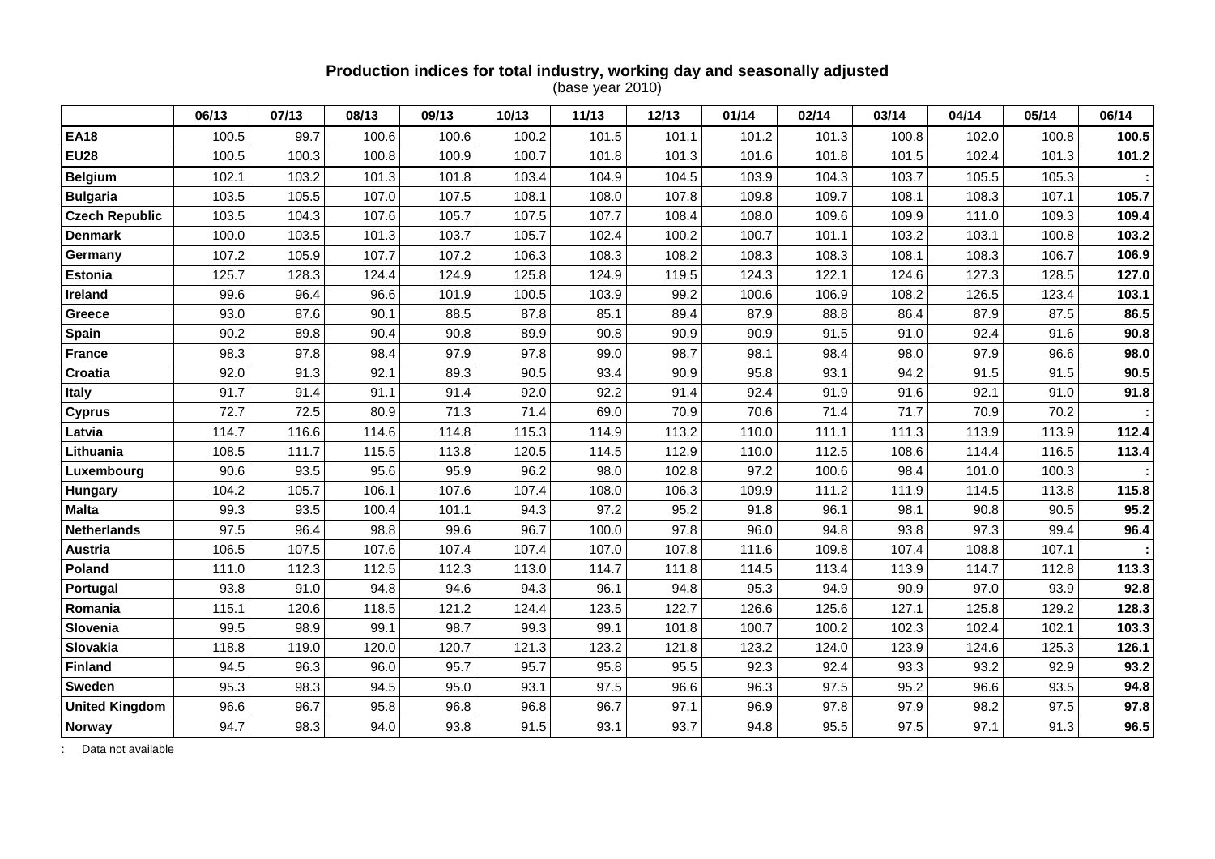**Production indices for total industry, working day and seasonally adjusted**
(base year 2010)

| | 06/13 | 07/13 | 08/13 | 09/13 | 10/13 | 11/13 | 12/13 | 01/14 | 02/14 | 03/14 | 04/14 | 05/14 | 06/14 |
|---|---|---|---|---|---|---|---|---|---|---|---|---|---|
| **EA18** | 100.5 | 99.7 | 100.6 | 100.6 | 100.2 | 101.5 | 101.1 | 101.2 | 101.3 | 100.8 | 102.0 | 100.8 | **100.5** |
| **EU28** | 100.5 | 100.3 | 100.8 | 100.9 | 100.7 | 101.8 | 101.3 | 101.6 | 101.8 | 101.5 | 102.4 | 101.3 | **101.2** |
| **Belgium** | 102.1 | 103.2 | 101.3 | 101.8 | 103.4 | 104.9 | 104.5 | 103.9 | 104.3 | 103.7 | 105.5 | 105.3 | **:** |
| **Bulgaria** | 103.5 | 105.5 | 107.0 | 107.5 | 108.1 | 108.0 | 107.8 | 109.8 | 109.7 | 108.1 | 108.3 | 107.1 | **105.7** |
| **Czech Republic** | 103.5 | 104.3 | 107.6 | 105.7 | 107.5 | 107.7 | 108.4 | 108.0 | 109.6 | 109.9 | 111.0 | 109.3 | **109.4** |
| **Denmark** | 100.0 | 103.5 | 101.3 | 103.7 | 105.7 | 102.4 | 100.2 | 100.7 | 101.1 | 103.2 | 103.1 | 100.8 | **103.2** |
| **Germany** | 107.2 | 105.9 | 107.7 | 107.2 | 106.3 | 108.3 | 108.2 | 108.3 | 108.3 | 108.1 | 108.3 | 106.7 | **106.9** |
| **Estonia** | 125.7 | 128.3 | 124.4 | 124.9 | 125.8 | 124.9 | 119.5 | 124.3 | 122.1 | 124.6 | 127.3 | 128.5 | **127.0** |
| **Ireland** | 99.6 | 96.4 | 96.6 | 101.9 | 100.5 | 103.9 | 99.2 | 100.6 | 106.9 | 108.2 | 126.5 | 123.4 | **103.1** |
| **Greece** | 93.0 | 87.6 | 90.1 | 88.5 | 87.8 | 85.1 | 89.4 | 87.9 | 88.8 | 86.4 | 87.9 | 87.5 | **86.5** |
| **Spain** | 90.2 | 89.8 | 90.4 | 90.8 | 89.9 | 90.8 | 90.9 | 90.9 | 91.5 | 91.0 | 92.4 | 91.6 | **90.8** |
| **France** | 98.3 | 97.8 | 98.4 | 97.9 | 97.8 | 99.0 | 98.7 | 98.1 | 98.4 | 98.0 | 97.9 | 96.6 | **98.0** |
| **Croatia** | 92.0 | 91.3 | 92.1 | 89.3 | 90.5 | 93.4 | 90.9 | 95.8 | 93.1 | 94.2 | 91.5 | 91.5 | **90.5** |
| **Italy** | 91.7 | 91.4 | 91.1 | 91.4 | 92.0 | 92.2 | 91.4 | 92.4 | 91.9 | 91.6 | 92.1 | 91.0 | **91.8** |
| **Cyprus** | 72.7 | 72.5 | 80.9 | 71.3 | 71.4 | 69.0 | 70.9 | 70.6 | 71.4 | 71.7 | 70.9 | 70.2 | **:** |
| **Latvia** | 114.7 | 116.6 | 114.6 | 114.8 | 115.3 | 114.9 | 113.2 | 110.0 | 111.1 | 111.3 | 113.9 | 113.9 | **112.4** |
| **Lithuania** | 108.5 | 111.7 | 115.5 | 113.8 | 120.5 | 114.5 | 112.9 | 110.0 | 112.5 | 108.6 | 114.4 | 116.5 | **113.4** |
| **Luxembourg** | 90.6 | 93.5 | 95.6 | 95.9 | 96.2 | 98.0 | 102.8 | 97.2 | 100.6 | 98.4 | 101.0 | 100.3 | **:** |
| **Hungary** | 104.2 | 105.7 | 106.1 | 107.6 | 107.4 | 108.0 | 106.3 | 109.9 | 111.2 | 111.9 | 114.5 | 113.8 | **115.8** |
| **Malta** | 99.3 | 93.5 | 100.4 | 101.1 | 94.3 | 97.2 | 95.2 | 91.8 | 96.1 | 98.1 | 90.8 | 90.5 | **95.2** |
| **Netherlands** | 97.5 | 96.4 | 98.8 | 99.6 | 96.7 | 100.0 | 97.8 | 96.0 | 94.8 | 93.8 | 97.3 | 99.4 | **96.4** |
| **Austria** | 106.5 | 107.5 | 107.6 | 107.4 | 107.4 | 107.0 | 107.8 | 111.6 | 109.8 | 107.4 | 108.8 | 107.1 | **:** |
| **Poland** | 111.0 | 112.3 | 112.5 | 112.3 | 113.0 | 114.7 | 111.8 | 114.5 | 113.4 | 113.9 | 114.7 | 112.8 | **113.3** |
| **Portugal** | 93.8 | 91.0 | 94.8 | 94.6 | 94.3 | 96.1 | 94.8 | 95.3 | 94.9 | 90.9 | 97.0 | 93.9 | **92.8** |
| **Romania** | 115.1 | 120.6 | 118.5 | 121.2 | 124.4 | 123.5 | 122.7 | 126.6 | 125.6 | 127.1 | 125.8 | 129.2 | **128.3** |
| **Slovenia** | 99.5 | 98.9 | 99.1 | 98.7 | 99.3 | 99.1 | 101.8 | 100.7 | 100.2 | 102.3 | 102.4 | 102.1 | **103.3** |
| **Slovakia** | 118.8 | 119.0 | 120.0 | 120.7 | 121.3 | 123.2 | 121.8 | 123.2 | 124.0 | 123.9 | 124.6 | 125.3 | **126.1** |
| **Finland** | 94.5 | 96.3 | 96.0 | 95.7 | 95.7 | 95.8 | 95.5 | 92.3 | 92.4 | 93.3 | 93.2 | 92.9 | **93.2** |
| **Sweden** | 95.3 | 98.3 | 94.5 | 95.0 | 93.1 | 97.5 | 96.6 | 96.3 | 97.5 | 95.2 | 96.6 | 93.5 | **94.8** |
| **United Kingdom** | 96.6 | 96.7 | 95.8 | 96.8 | 96.8 | 96.7 | 97.1 | 96.9 | 97.8 | 97.9 | 98.2 | 97.5 | **97.8** |
| **Norway** | 94.7 | 98.3 | 94.0 | 93.8 | 91.5 | 93.1 | 93.7 | 94.8 | 95.5 | 97.5 | 97.1 | 91.3 | **96.5** |

: Data not available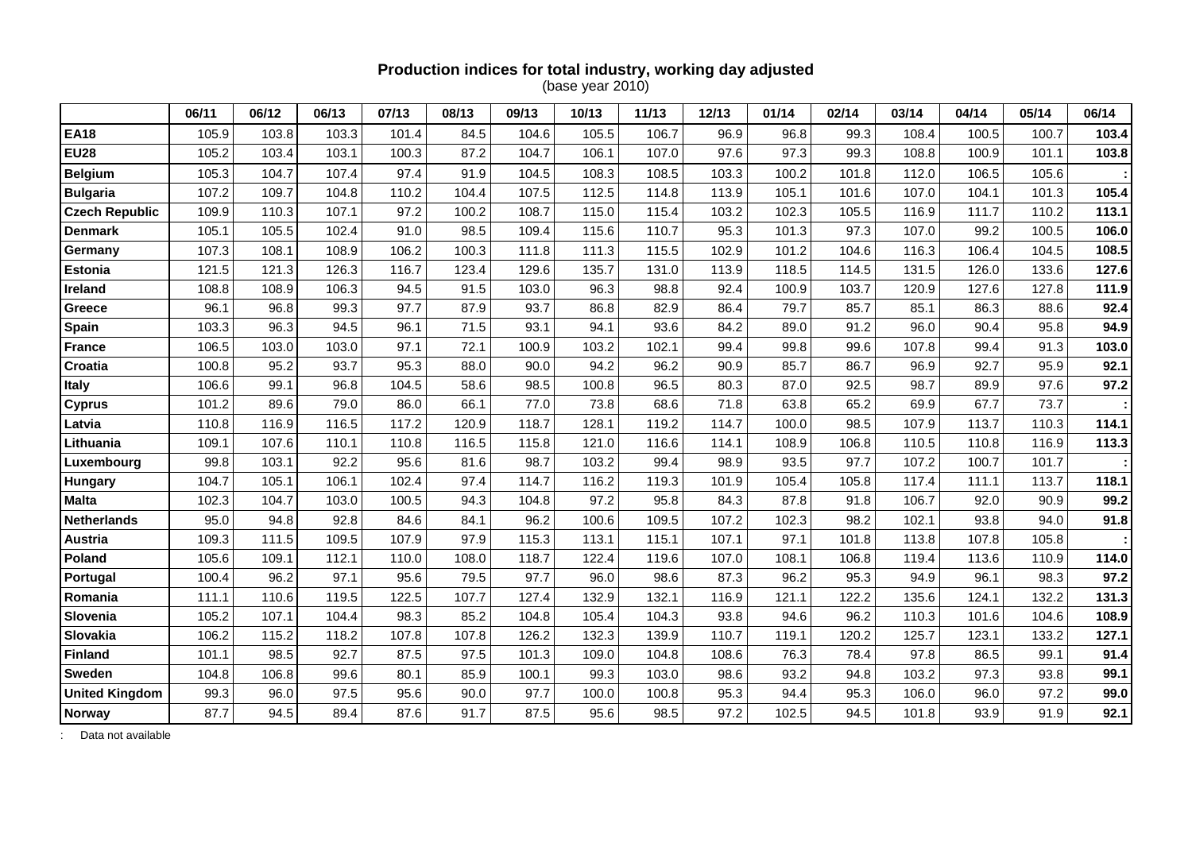**Production indices for total industry, working day adjusted**
(base year 2010)

| | 06/11 | 06/12 | 06/13 | 07/13 | 08/13 | 09/13 | 10/13 | 11/13 | 12/13 | 01/14 | 02/14 | 03/14 | 04/14 | 05/14 | 06/14 |
|---|---|---|---|---|---|---|---|---|---|---|---|---|---|---|---|
| **EA18** | 105.9 | 103.8 | 103.3 | 101.4 | 84.5 | 104.6 | 105.5 | 106.7 | 96.9 | 96.8 | 99.3 | 108.4 | 100.5 | 100.7 | **103.4** |
| **EU28** | 105.2 | 103.4 | 103.1 | 100.3 | 87.2 | 104.7 | 106.1 | 107.0 | 97.6 | 97.3 | 99.3 | 108.8 | 100.9 | 101.1 | **103.8** |
| **Belgium** | 105.3 | 104.7 | 107.4 | 97.4 | 91.9 | 104.5 | 108.3 | 108.5 | 103.3 | 100.2 | 101.8 | 112.0 | 106.5 | 105.6 | **:** |
| **Bulgaria** | 107.2 | 109.7 | 104.8 | 110.2 | 104.4 | 107.5 | 112.5 | 114.8 | 113.9 | 105.1 | 101.6 | 107.0 | 104.1 | 101.3 | **105.4** |
| **Czech Republic** | 109.9 | 110.3 | 107.1 | 97.2 | 100.2 | 108.7 | 115.0 | 115.4 | 103.2 | 102.3 | 105.5 | 116.9 | 111.7 | 110.2 | **113.1** |
| **Denmark** | 105.1 | 105.5 | 102.4 | 91.0 | 98.5 | 109.4 | 115.6 | 110.7 | 95.3 | 101.3 | 97.3 | 107.0 | 99.2 | 100.5 | **106.0** |
| **Germany** | 107.3 | 108.1 | 108.9 | 106.2 | 100.3 | 111.8 | 111.3 | 115.5 | 102.9 | 101.2 | 104.6 | 116.3 | 106.4 | 104.5 | **108.5** |
| **Estonia** | 121.5 | 121.3 | 126.3 | 116.7 | 123.4 | 129.6 | 135.7 | 131.0 | 113.9 | 118.5 | 114.5 | 131.5 | 126.0 | 133.6 | **127.6** |
| **Ireland** | 108.8 | 108.9 | 106.3 | 94.5 | 91.5 | 103.0 | 96.3 | 98.8 | 92.4 | 100.9 | 103.7 | 120.9 | 127.6 | 127.8 | **111.9** |
| **Greece** | 96.1 | 96.8 | 99.3 | 97.7 | 87.9 | 93.7 | 86.8 | 82.9 | 86.4 | 79.7 | 85.7 | 85.1 | 86.3 | 88.6 | **92.4** |
| **Spain** | 103.3 | 96.3 | 94.5 | 96.1 | 71.5 | 93.1 | 94.1 | 93.6 | 84.2 | 89.0 | 91.2 | 96.0 | 90.4 | 95.8 | **94.9** |
| **France** | 106.5 | 103.0 | 103.0 | 97.1 | 72.1 | 100.9 | 103.2 | 102.1 | 99.4 | 99.8 | 99.6 | 107.8 | 99.4 | 91.3 | **103.0** |
| **Croatia** | 100.8 | 95.2 | 93.7 | 95.3 | 88.0 | 90.0 | 94.2 | 96.2 | 90.9 | 85.7 | 86.7 | 96.9 | 92.7 | 95.9 | **92.1** |
| **Italy** | 106.6 | 99.1 | 96.8 | 104.5 | 58.6 | 98.5 | 100.8 | 96.5 | 80.3 | 87.0 | 92.5 | 98.7 | 89.9 | 97.6 | **97.2** |
| **Cyprus** | 101.2 | 89.6 | 79.0 | 86.0 | 66.1 | 77.0 | 73.8 | 68.6 | 71.8 | 63.8 | 65.2 | 69.9 | 67.7 | 73.7 | **:** |
| **Latvia** | 110.8 | 116.9 | 116.5 | 117.2 | 120.9 | 118.7 | 128.1 | 119.2 | 114.7 | 100.0 | 98.5 | 107.9 | 113.7 | 110.3 | **114.1** |
| **Lithuania** | 109.1 | 107.6 | 110.1 | 110.8 | 116.5 | 115.8 | 121.0 | 116.6 | 114.1 | 108.9 | 106.8 | 110.5 | 110.8 | 116.9 | **113.3** |
| **Luxembourg** | 99.8 | 103.1 | 92.2 | 95.6 | 81.6 | 98.7 | 103.2 | 99.4 | 98.9 | 93.5 | 97.7 | 107.2 | 100.7 | 101.7 | **:** |
| **Hungary** | 104.7 | 105.1 | 106.1 | 102.4 | 97.4 | 114.7 | 116.2 | 119.3 | 101.9 | 105.4 | 105.8 | 117.4 | 111.1 | 113.7 | **118.1** |
| **Malta** | 102.3 | 104.7 | 103.0 | 100.5 | 94.3 | 104.8 | 97.2 | 95.8 | 84.3 | 87.8 | 91.8 | 106.7 | 92.0 | 90.9 | **99.2** |
| **Netherlands** | 95.0 | 94.8 | 92.8 | 84.6 | 84.1 | 96.2 | 100.6 | 109.5 | 107.2 | 102.3 | 98.2 | 102.1 | 93.8 | 94.0 | **91.8** |
| **Austria** | 109.3 | 111.5 | 109.5 | 107.9 | 97.9 | 115.3 | 113.1 | 115.1 | 107.1 | 97.1 | 101.8 | 113.8 | 107.8 | 105.8 | **:** |
| **Poland** | 105.6 | 109.1 | 112.1 | 110.0 | 108.0 | 118.7 | 122.4 | 119.6 | 107.0 | 108.1 | 106.8 | 119.4 | 113.6 | 110.9 | **114.0** |
| **Portugal** | 100.4 | 96.2 | 97.1 | 95.6 | 79.5 | 97.7 | 96.0 | 98.6 | 87.3 | 96.2 | 95.3 | 94.9 | 96.1 | 98.3 | **97.2** |
| **Romania** | 111.1 | 110.6 | 119.5 | 122.5 | 107.7 | 127.4 | 132.9 | 132.1 | 116.9 | 121.1 | 122.2 | 135.6 | 124.1 | 132.2 | **131.3** |
| **Slovenia** | 105.2 | 107.1 | 104.4 | 98.3 | 85.2 | 104.8 | 105.4 | 104.3 | 93.8 | 94.6 | 96.2 | 110.3 | 101.6 | 104.6 | **108.9** |
| **Slovakia** | 106.2 | 115.2 | 118.2 | 107.8 | 107.8 | 126.2 | 132.3 | 139.9 | 110.7 | 119.1 | 120.2 | 125.7 | 123.1 | 133.2 | **127.1** |
| **Finland** | 101.1 | 98.5 | 92.7 | 87.5 | 97.5 | 101.3 | 109.0 | 104.8 | 108.6 | 76.3 | 78.4 | 97.8 | 86.5 | 99.1 | **91.4** |
| **Sweden** | 104.8 | 106.8 | 99.6 | 80.1 | 85.9 | 100.1 | 99.3 | 103.0 | 98.6 | 93.2 | 94.8 | 103.2 | 97.3 | 93.8 | **99.1** |
| **United Kingdom** | 99.3 | 96.0 | 97.5 | 95.6 | 90.0 | 97.7 | 100.0 | 100.8 | 95.3 | 94.4 | 95.3 | 106.0 | 96.0 | 97.2 | **99.0** |
| **Norway** | 87.7 | 94.5 | 89.4 | 87.6 | 91.7 | 87.5 | 95.6 | 98.5 | 97.2 | 102.5 | 94.5 | 101.8 | 93.9 | 91.9 | **92.1** |

: Data not available